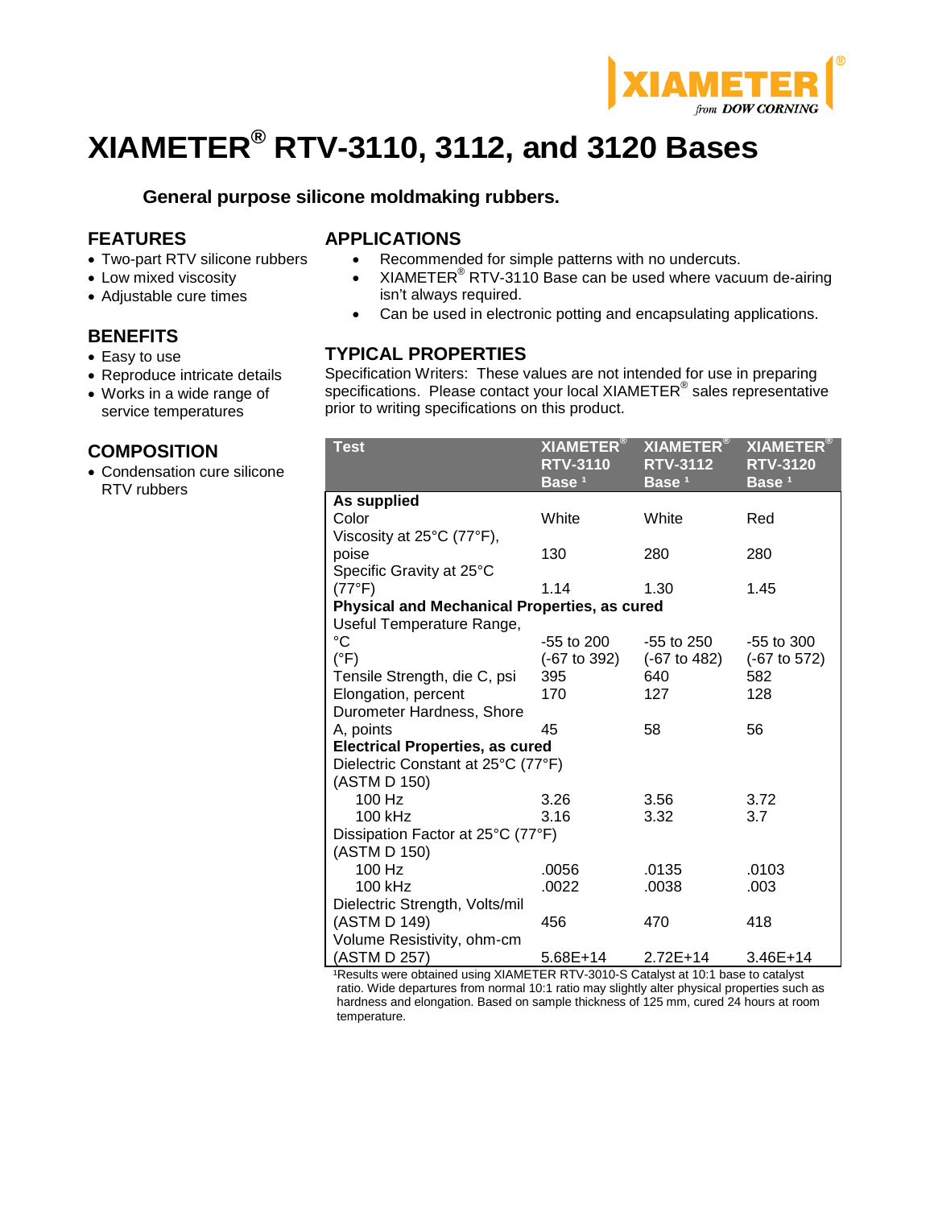# XIAMETER® RTV-3110, 3112, and 3120 Bases

**General purpose silicone moldmaking rubbers.**

## FEATURES

- Two-part RTV silicone rubbers
- Low mixed viscosity
- Adjustable cure times

## BENEFITS

- Easy to use
- Reproduce intricate details
- Works in a wide range of service temperatures

## COMPOSITION

- Condensation cure silicone RTV rubbers

## APPLICATIONS

- Recommended for simple patterns with no undercuts.
- XIAMETER® RTV-3110 Base can be used where vacuum de-airing isn't always required.
- Can be used in electronic potting and encapsulating applications.

## TYPICAL PROPERTIES

Specification Writers: These values are not intended for use in preparing specifications. Please contact your local XIAMETER® sales representative prior to writing specifications on this product.

| Test | XIAMETER® RTV-3110 Base [1] | XIAMETER® RTV-3112 Base [1] | XIAMETER® RTV-3120 Base [1] |
|---|---|---|---|
| **As supplied** | | | |
| Color | White | White | Red |
| Viscosity at 25°C (77°F), poise | 130 | 280 | 280 |
| Specific Gravity at 25°C (77°F) | 1.14 | 1.30 | 1.45 |
| **Physical and Mechanical Properties, as cured** | | | |
| Useful Temperature Range, °C | -55 to 200 | -55 to 250 | -55 to 300 |
| (°F) | (-67 to 392) | (-67 to 482) | (-67 to 572) |
| Tensile Strength, die C, psi | 395 | 640 | 582 |
| Elongation, percent | 170 | 127 | 128 |
| Durometer Hardness, Shore A, points | 45 | 58 | 56 |
| **Electrical Properties, as cured** | | | |
| Dielectric Constant at 25°C (77°F) (ASTM D 150) | | | |
| 100 Hz | 3.26 | 3.56 | 3.72 |
| 100 kHz | 3.16 | 3.32 | 3.7 |
| Dissipation Factor at 25°C (77°F) (ASTM D 150) | | | |
| 100 Hz | .0056 | .0135 | .0103 |
| 100 kHz | .0022 | .0038 | .003 |
| Dielectric Strength, Volts/mil (ASTM D 149) | 456 | 470 | 418 |
| Volume Resistivity, ohm-cm (ASTM D 257) | 5.68E+14 | 2.72E+14 | 3.46E+14 |

[1]Results were obtained using XIAMETER RTV-3010-S Catalyst at 10:1 base to catalyst ratio. Wide departures from normal 10:1 ratio may slightly alter physical properties such as hardness and elongation. Based on sample thickness of 125 mm, cured 24 hours at room temperature.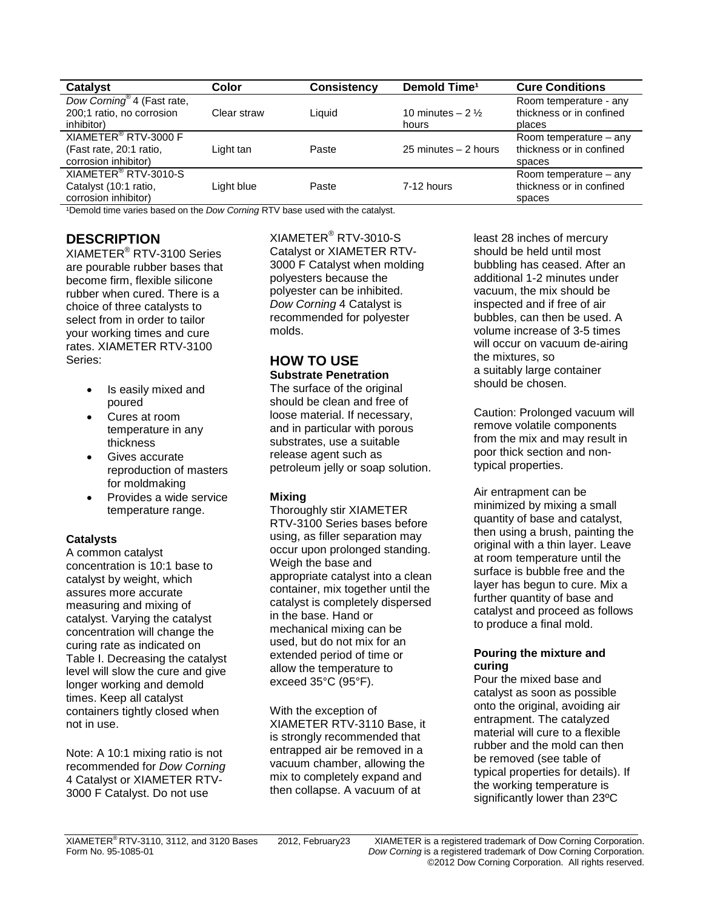| Catalyst | Color | Consistency | Demold Time[1] | Cure Conditions |
|---|---|---|---|---|
| *Dow Corning*® 4 (Fast rate, 200;1 ratio, no corrosion inhibitor) | Clear straw | Liquid | 10 minutes – 2 ½ hours | Room temperature - any thickness or in confined places |
| XIAMETER® RTV-3000 F (Fast rate, 20:1 ratio, corrosion inhibitor) | Light tan | Paste | 25 minutes – 2 hours | Room temperature – any thickness or in confined spaces |
| XIAMETER® RTV-3010-S Catalyst (10:1 ratio, corrosion inhibitor) | Light blue | Paste | 7-12 hours | Room temperature – any thickness or in confined spaces |

[1]Demold time varies based on the *Dow Corning* RTV base used with the catalyst.

## DESCRIPTION

XIAMETER® RTV-3100 Series are pourable rubber bases that become firm, flexible silicone rubber when cured. There is a choice of three catalysts to select from in order to tailor your working times and cure rates. XIAMETER RTV-3100 Series:

- Is easily mixed and poured
- Cures at room temperature in any thickness
- Gives accurate reproduction of masters for moldmaking
- Provides a wide service temperature range.

### Catalysts

A common catalyst concentration is 10:1 base to catalyst by weight, which assures more accurate measuring and mixing of catalyst. Varying the catalyst concentration will change the curing rate as indicated on Table I. Decreasing the catalyst level will slow the cure and give longer working and demold times. Keep all catalyst containers tightly closed when not in use.

Note: A 10:1 mixing ratio is not recommended for *Dow Corning* 4 Catalyst or XIAMETER RTV-3000 F Catalyst. Do not use XIAMETER® RTV-3010-S Catalyst or XIAMETER RTV-3000 F Catalyst when molding polyesters because the polyester can be inhibited. *Dow Corning* 4 Catalyst is recommended for polyester molds.

## HOW TO USE

### Substrate Penetration

The surface of the original should be clean and free of loose material. If necessary, and in particular with porous substrates, use a suitable release agent such as petroleum jelly or soap solution.

### Mixing

Thoroughly stir XIAMETER RTV-3100 Series bases before using, as filler separation may occur upon prolonged standing. Weigh the base and appropriate catalyst into a clean container, mix together until the catalyst is completely dispersed in the base. Hand or mechanical mixing can be used, but do not mix for an extended period of time or allow the temperature to exceed 35°C (95°F).

With the exception of XIAMETER RTV-3110 Base, it is strongly recommended that entrapped air be removed in a vacuum chamber, allowing the mix to completely expand and then collapse. A vacuum of at least 28 inches of mercury should be held until most bubbling has ceased. After an additional 1-2 minutes under vacuum, the mix should be inspected and if free of air bubbles, can then be used. A volume increase of 3-5 times will occur on vacuum de-airing the mixtures, so a suitably large container should be chosen.

Caution: Prolonged vacuum will remove volatile components from the mix and may result in poor thick section and non-typical properties.

Air entrapment can be minimized by mixing a small quantity of base and catalyst, then using a brush, painting the original with a thin layer. Leave at room temperature until the surface is bubble free and the layer has begun to cure. Mix a further quantity of base and catalyst and proceed as follows to produce a final mold.

### Pouring the mixture and curing

Pour the mixed base and catalyst as soon as possible onto the original, avoiding air entrapment. The catalyzed material will cure to a flexible rubber and the mold can then be removed (see table of typical properties for details). If the working temperature is significantly lower than 23ºC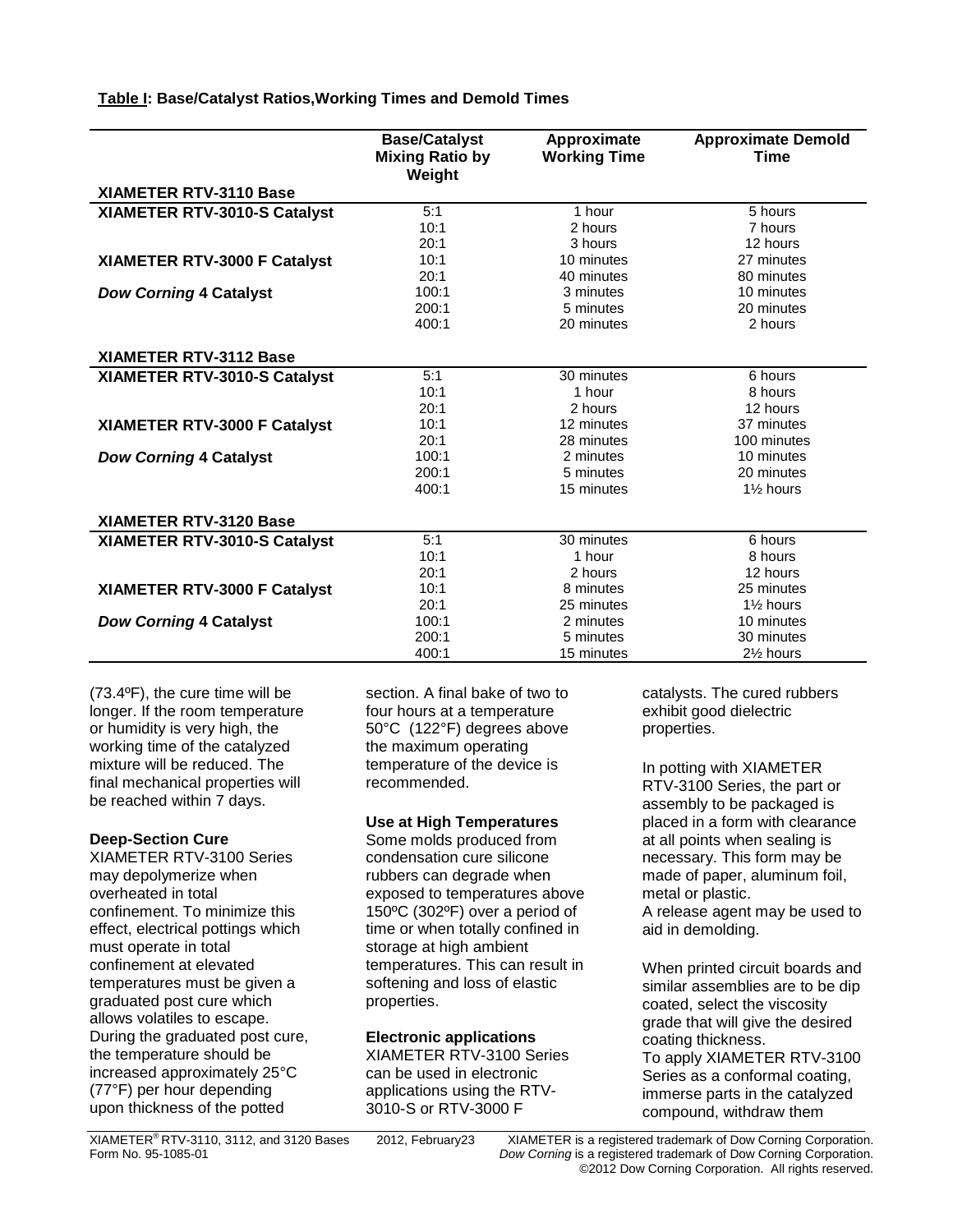**Table I: Base/Catalyst Ratios,Working Times and Demold Times**

| | Base/Catalyst Mixing Ratio by Weight | Approximate Working Time | Approximate Demold Time |
|---|---|---|---|
| **XIAMETER RTV-3110 Base** | | | |
| **XIAMETER RTV-3010-S Catalyst** | 5:1 | 1 hour | 5 hours |
| | 10:1 | 2 hours | 7 hours |
| | 20:1 | 3 hours | 12 hours |
| **XIAMETER RTV-3000 F Catalyst** | 10:1 | 10 minutes | 27 minutes |
| | 20:1 | 40 minutes | 80 minutes |
| ***Dow Corning* 4 Catalyst** | 100:1 | 3 minutes | 10 minutes |
| | 200:1 | 5 minutes | 20 minutes |
| | 400:1 | 20 minutes | 2 hours |
| **XIAMETER RTV-3112 Base** | | | |
| **XIAMETER RTV-3010-S Catalyst** | 5:1 | 30 minutes | 6 hours |
| | 10:1 | 1 hour | 8 hours |
| | 20:1 | 2 hours | 12 hours |
| **XIAMETER RTV-3000 F Catalyst** | 10:1 | 12 minutes | 37 minutes |
| | 20:1 | 28 minutes | 100 minutes |
| ***Dow Corning* 4 Catalyst** | 100:1 | 2 minutes | 10 minutes |
| | 200:1 | 5 minutes | 20 minutes |
| | 400:1 | 15 minutes | 1½ hours |
| **XIAMETER RTV-3120 Base** | | | |
| **XIAMETER RTV-3010-S Catalyst** | 5:1 | 30 minutes | 6 hours |
| | 10:1 | 1 hour | 8 hours |
| | 20:1 | 2 hours | 12 hours |
| **XIAMETER RTV-3000 F Catalyst** | 10:1 | 8 minutes | 25 minutes |
| | 20:1 | 25 minutes | 1½ hours |
| ***Dow Corning* 4 Catalyst** | 100:1 | 2 minutes | 10 minutes |
| | 200:1 | 5 minutes | 30 minutes |
| | 400:1 | 15 minutes | 2½ hours |

(73.4ºF), the cure time will be longer. If the room temperature or humidity is very high, the working time of the catalyzed mixture will be reduced. The final mechanical properties will be reached within 7 days.

**Deep-Section Cure**

XIAMETER RTV-3100 Series may depolymerize when overheated in total confinement. To minimize this effect, electrical pottings which must operate in total confinement at elevated temperatures must be given a graduated post cure which allows volatiles to escape. During the graduated post cure, the temperature should be increased approximately 25°C (77°F) per hour depending upon thickness of the potted section. A final bake of two to four hours at a temperature 50°C (122°F) degrees above the maximum operating temperature of the device is recommended.

**Use at High Temperatures**

Some molds produced from condensation cure silicone rubbers can degrade when exposed to temperatures above 150ºC (302ºF) over a period of time or when totally confined in storage at high ambient temperatures. This can result in softening and loss of elastic properties.

**Electronic applications**

XIAMETER RTV-3100 Series can be used in electronic applications using the RTV-3010-S or RTV-3000 F catalysts. The cured rubbers exhibit good dielectric properties.

In potting with XIAMETER RTV-3100 Series, the part or assembly to be packaged is placed in a form with clearance at all points when sealing is necessary. This form may be made of paper, aluminum foil, metal or plastic.
A release agent may be used to aid in demolding.

When printed circuit boards and similar assemblies are to be dip coated, select the viscosity grade that will give the desired coating thickness.
To apply XIAMETER RTV-3100 Series as a conformal coating, immerse parts in the catalyzed compound, withdraw them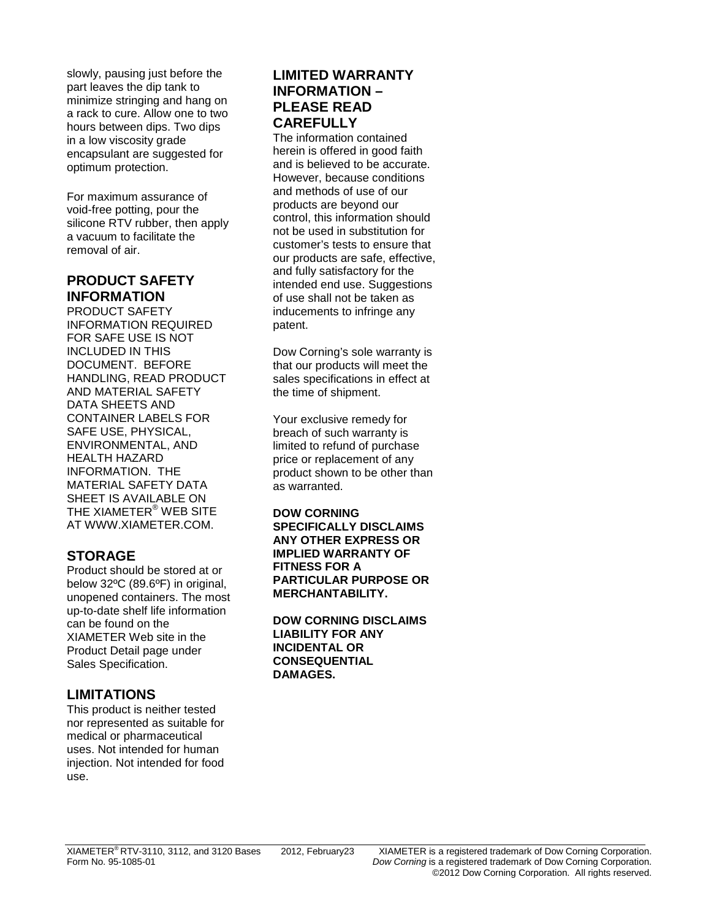slowly, pausing just before the part leaves the dip tank to minimize stringing and hang on a rack to cure. Allow one to two hours between dips. Two dips in a low viscosity grade encapsulant are suggested for optimum protection.

For maximum assurance of void-free potting, pour the silicone RTV rubber, then apply a vacuum to facilitate the removal of air.

## PRODUCT SAFETY INFORMATION

PRODUCT SAFETY INFORMATION REQUIRED FOR SAFE USE IS NOT INCLUDED IN THIS DOCUMENT. BEFORE HANDLING, READ PRODUCT AND MATERIAL SAFETY DATA SHEETS AND CONTAINER LABELS FOR SAFE USE, PHYSICAL, ENVIRONMENTAL, AND HEALTH HAZARD INFORMATION. THE MATERIAL SAFETY DATA SHEET IS AVAILABLE ON THE XIAMETER® WEB SITE AT WWW.XIAMETER.COM.

## STORAGE

Product should be stored at or below 32ºC (89.6ºF) in original, unopened containers. The most up-to-date shelf life information can be found on the XIAMETER Web site in the Product Detail page under Sales Specification.

## LIMITATIONS

This product is neither tested nor represented as suitable for medical or pharmaceutical uses. Not intended for human injection. Not intended for food use.

## LIMITED WARRANTY INFORMATION – PLEASE READ CAREFULLY

The information contained herein is offered in good faith and is believed to be accurate. However, because conditions and methods of use of our products are beyond our control, this information should not be used in substitution for customer's tests to ensure that our products are safe, effective, and fully satisfactory for the intended end use. Suggestions of use shall not be taken as inducements to infringe any patent.

Dow Corning's sole warranty is that our products will meet the sales specifications in effect at the time of shipment.

Your exclusive remedy for breach of such warranty is limited to refund of purchase price or replacement of any product shown to be other than as warranted.

**DOW CORNING SPECIFICALLY DISCLAIMS ANY OTHER EXPRESS OR IMPLIED WARRANTY OF FITNESS FOR A PARTICULAR PURPOSE OR MERCHANTABILITY.**

**DOW CORNING DISCLAIMS LIABILITY FOR ANY INCIDENTAL OR CONSEQUENTIAL DAMAGES.**

XIAMETER® RTV-3110, 3112, and 3120 Bases 2012, February23
Form No. 95-1085-01

XIAMETER is a registered trademark of Dow Corning Corporation.
*Dow Corning* is a registered trademark of Dow Corning Corporation.
©2012 Dow Corning Corporation. All rights reserved.